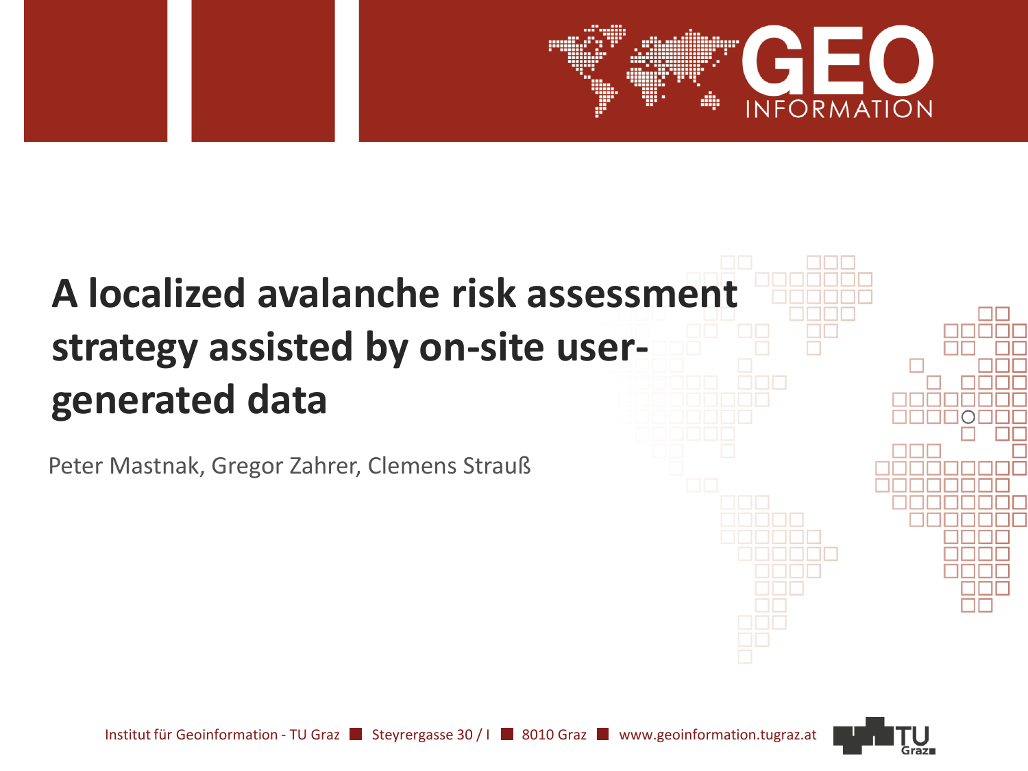# A localized avalanche risk assessment strategy assisted by on-site user-generated data

Peter Mastnak, Gregor Zahrer, Clemens Strauß

Institut für Geoinformation - TU Graz ■ Steyrergasse 30 / I ■ 8010 Graz ■ www.geoinformation.tugraz.at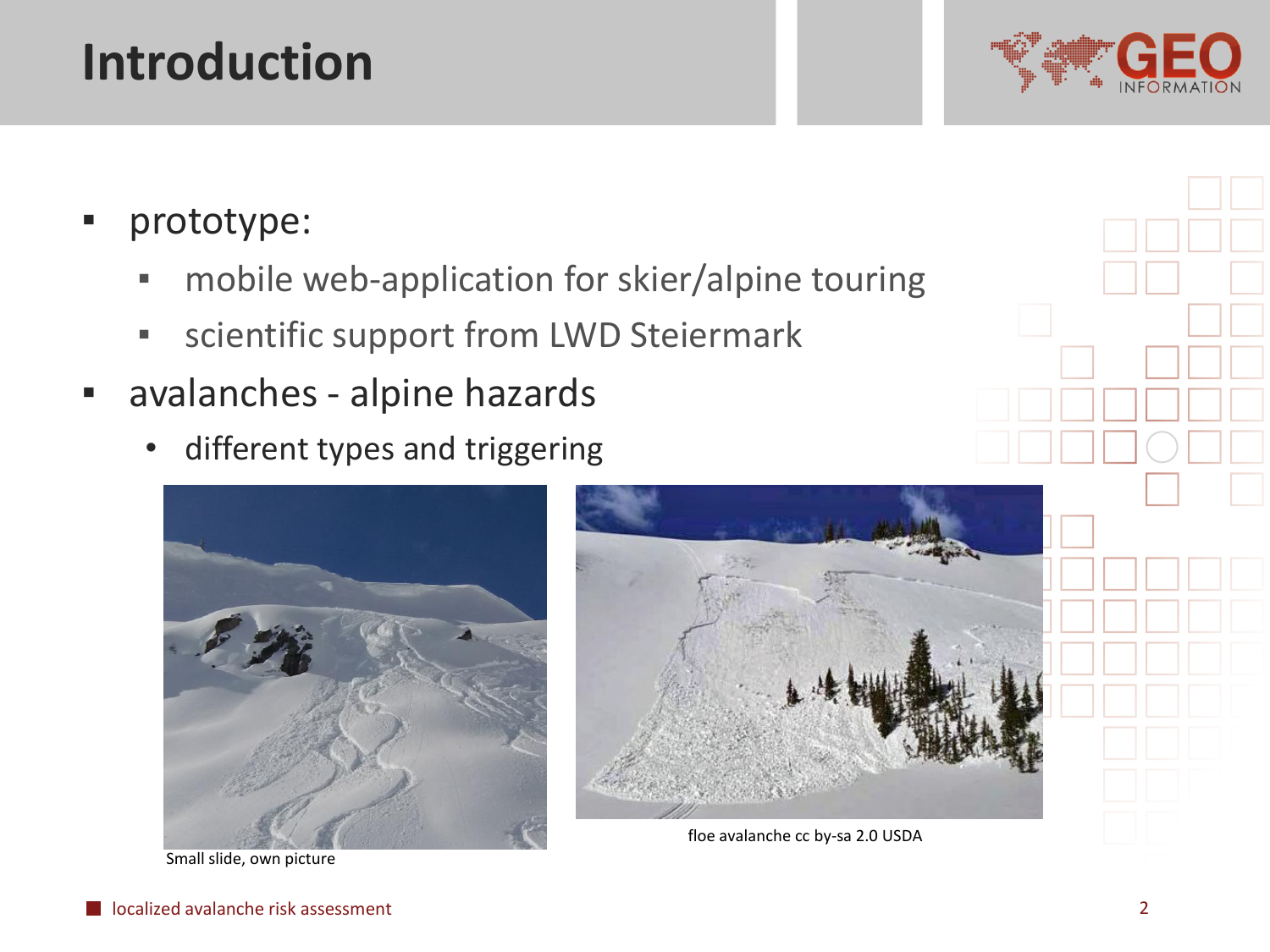# Introduction

- prototype:
  - mobile web-application for skier/alpine touring
  - scientific support from LWD Steiermark
- avalanches - alpine hazards
  - different types and triggering

Small slide, own picture

floe avalanche cc by-sa 2.0 USDA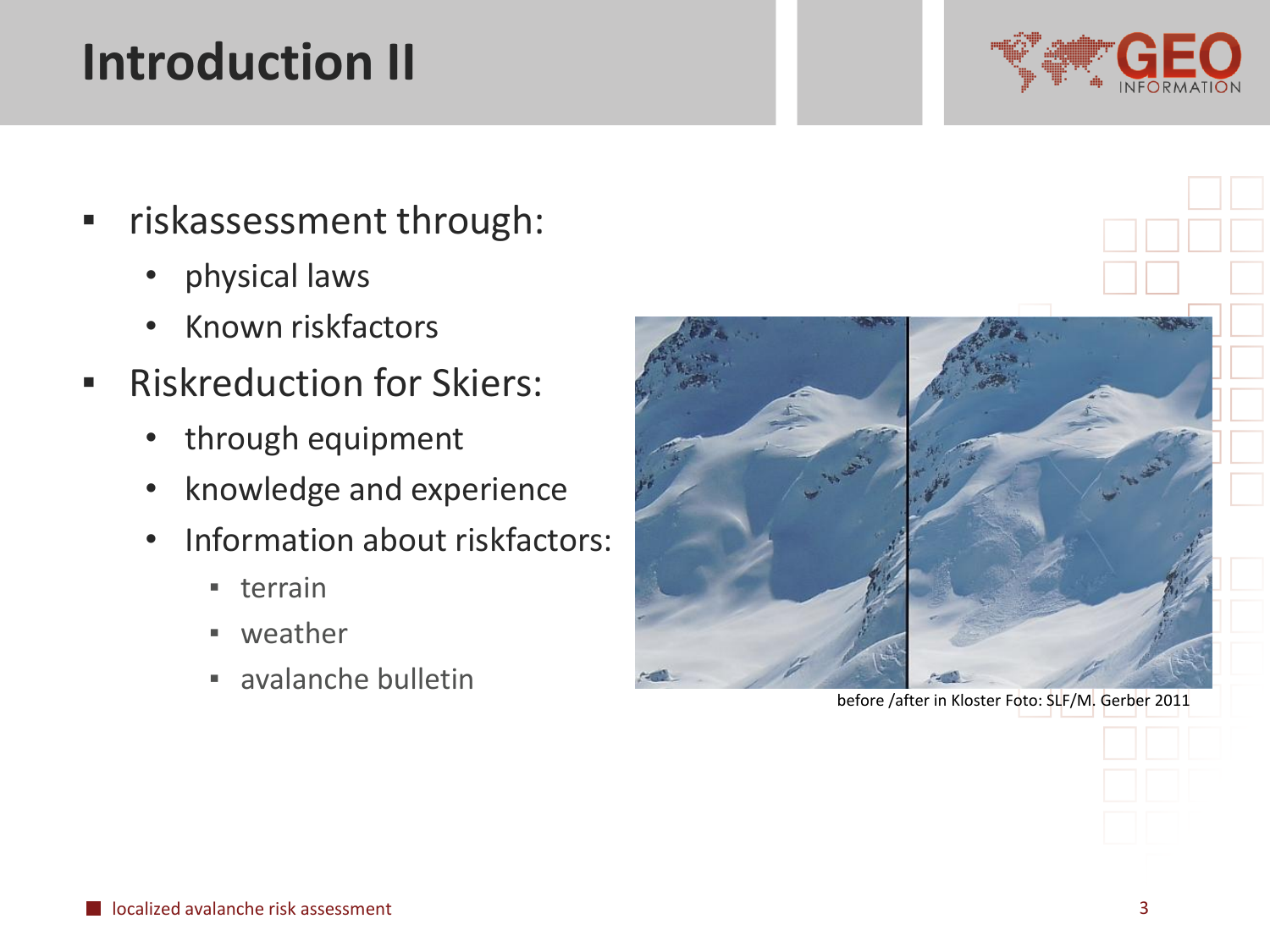# Introduction II

- riskassessment through:
  - physical laws
  - Known riskfactors
- Riskreduction for Skiers:
  - through equipment
  - knowledge and experience
  - Information about riskfactors:
    - terrain
    - weather
    - avalanche bulletin

before /after in Kloster Foto: SLF/M. Gerber 2011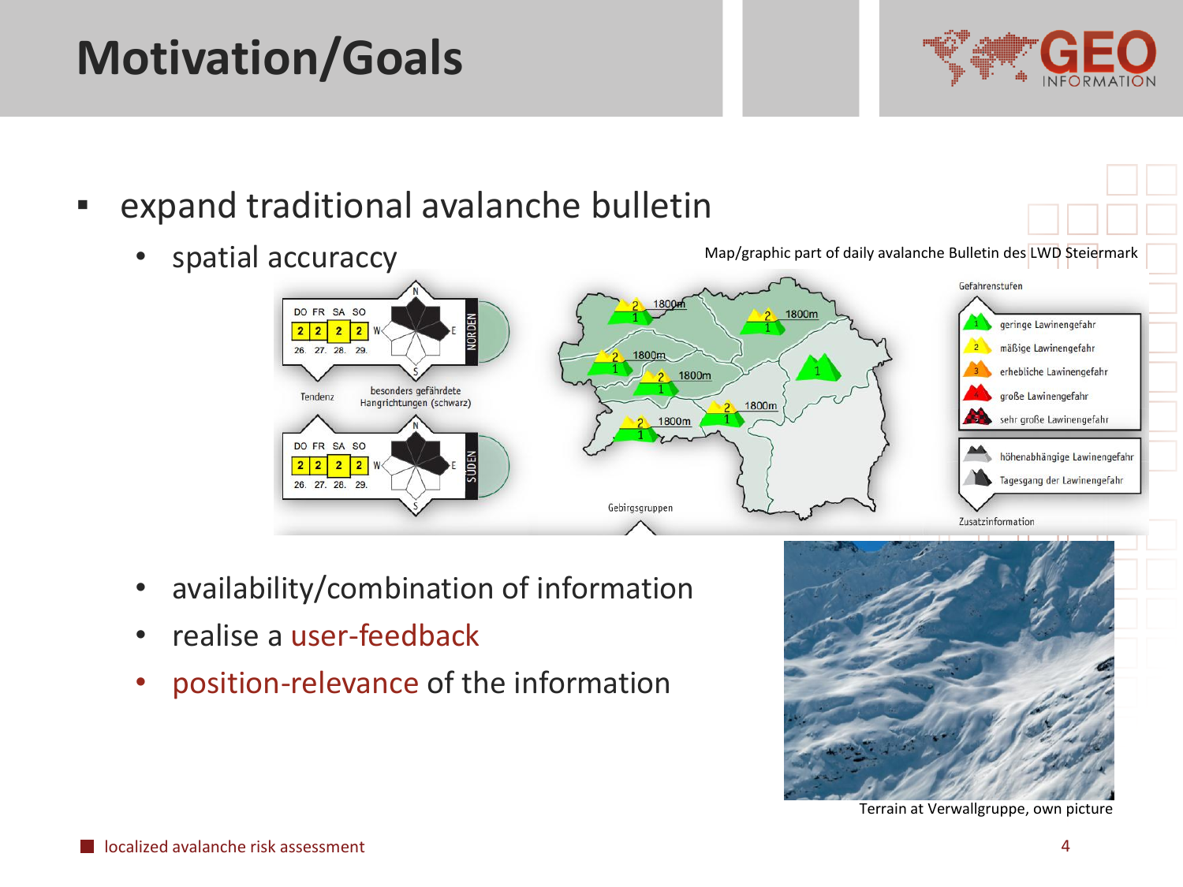# Motivation/Goals

- expand traditional avalanche bulletin
  - spatial accuraccy

Map/graphic part of daily avalanche Bulletin des LWD Steiermark

  - availability/combination of information
  - realise a user-feedback
  - position-relevance of the information

Terrain at Verwallgruppe, own picture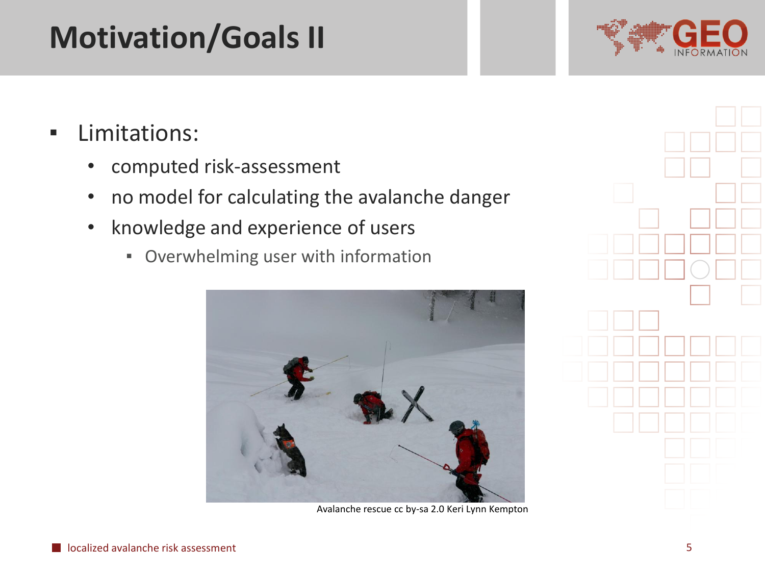# Motivation/Goals II

- Limitations:
  - computed risk-assessment
  - no model for calculating the avalanche danger
  - knowledge and experience of users
    - Overwhelming user with information

Avalanche rescue cc by-sa 2.0 Keri Lynn Kempton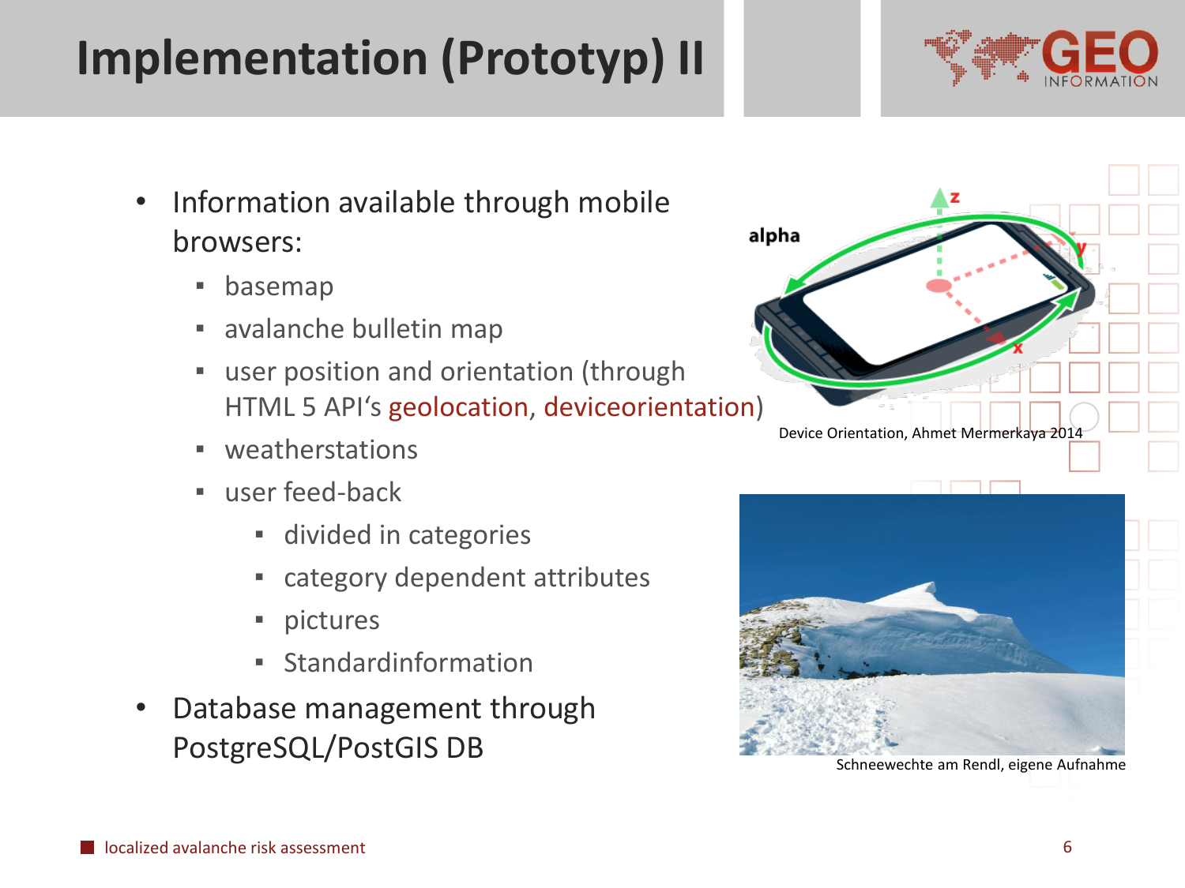# Implementation (Prototyp) II

- Information available through mobile browsers:
  - basemap
  - avalanche bulletin map
  - user position and orientation (through HTML 5 API's geolocation, deviceorientation)
  - weatherstations
  - user feed-back
    - divided in categories
    - category dependent attributes
    - pictures
    - Standardinformation
- Database management through PostgreSQL/PostGIS DB

Device Orientation, Ahmet Mermerkaya 2014

Schneewechte am Rendl, eigene Aufnahme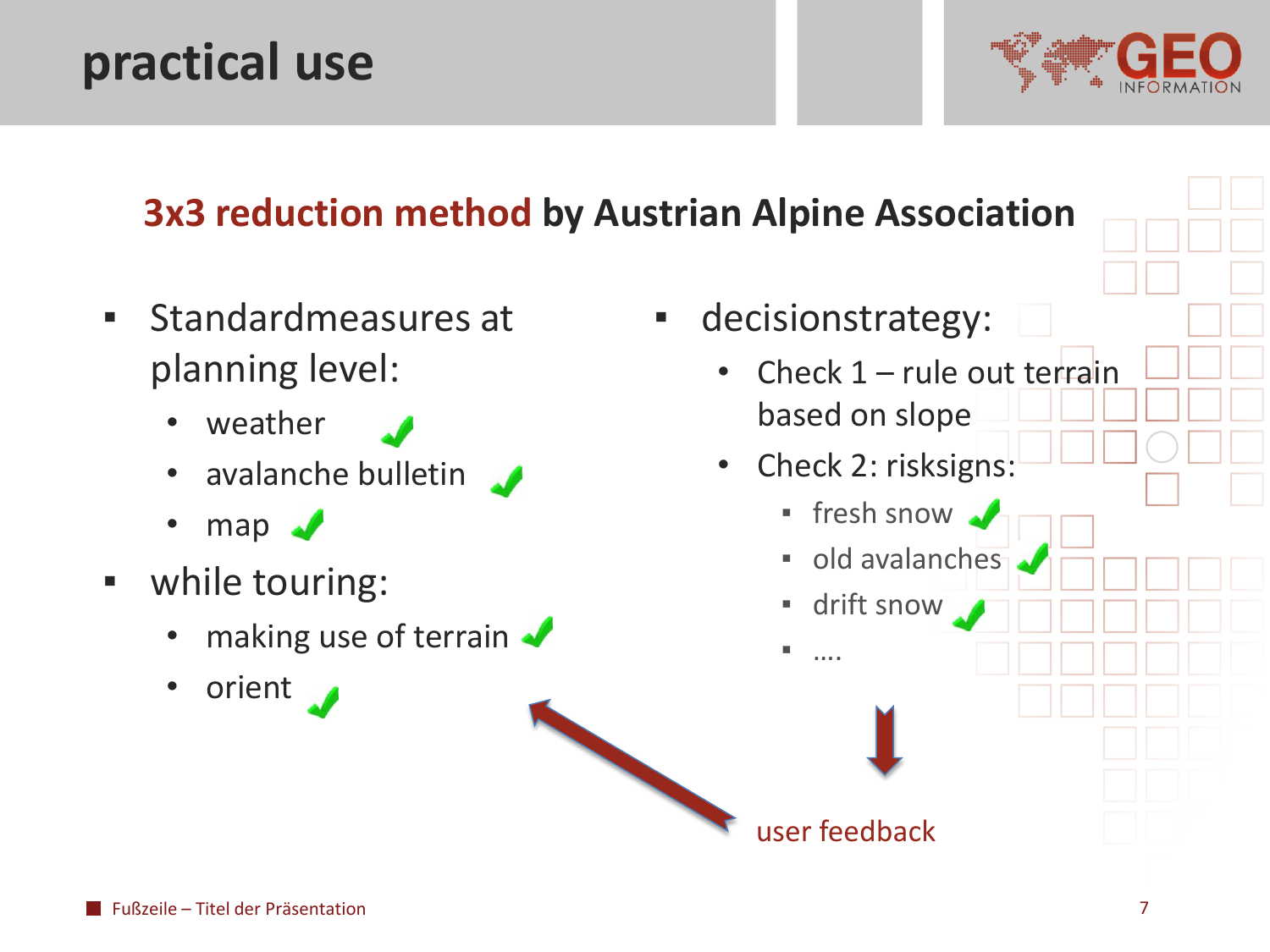# practical use

## 3x3 reduction method by Austrian Alpine Association

- Standardmeasures at planning level:
  - weather ✓
  - avalanche bulletin ✓
  - map ✓
- while touring:
  - making use of terrain ✓
  - orient ✓

- decisionstrategy:
  - Check 1 – rule out terrain based on slope
  - Check 2: risksigns:
    - fresh snow ✓
    - old avalanches ✓
    - drift snow ✓
    - ….

user feedback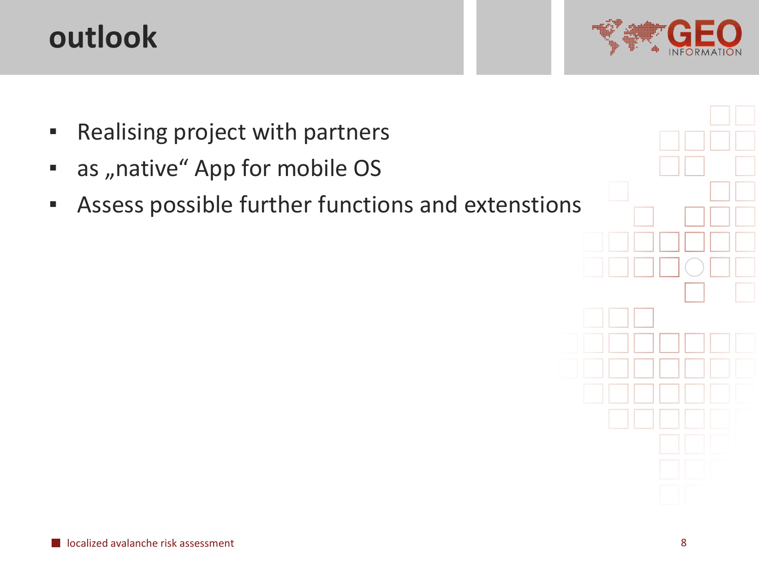# outlook

- Realising project with partners
- as „native" App for mobile OS
- Assess possible further functions and extenstions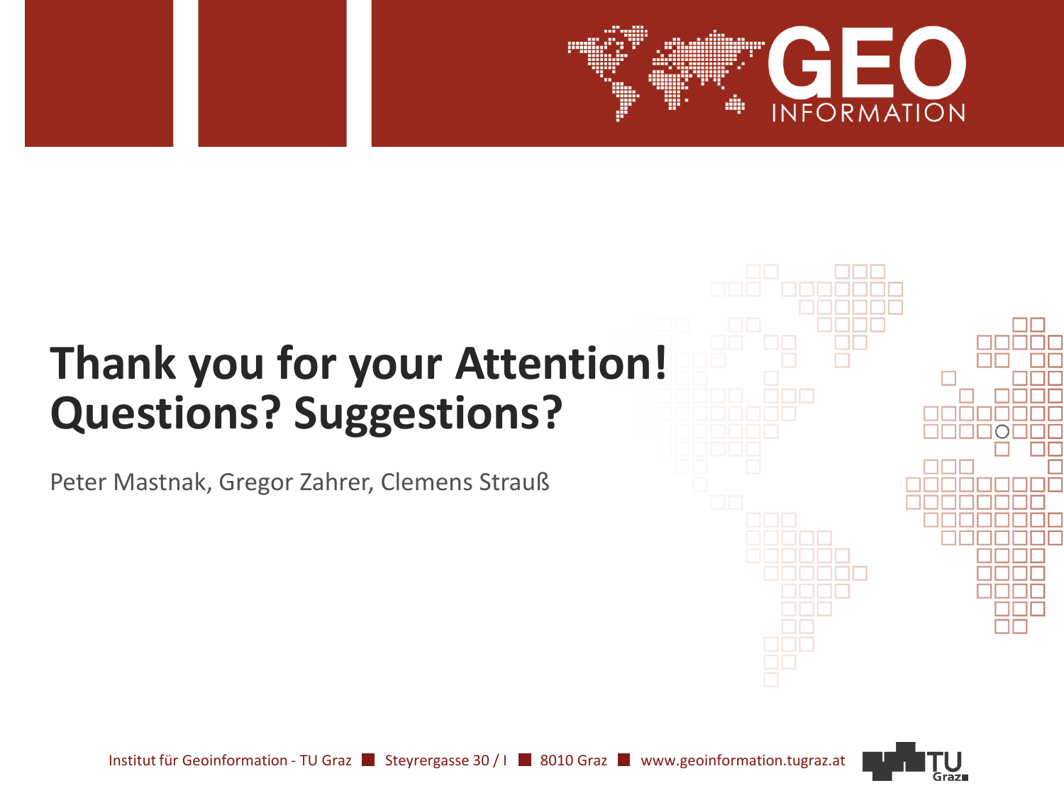# Thank you for your Attention!
# Questions? Suggestions?

Peter Mastnak, Gregor Zahrer, Clemens Strauß